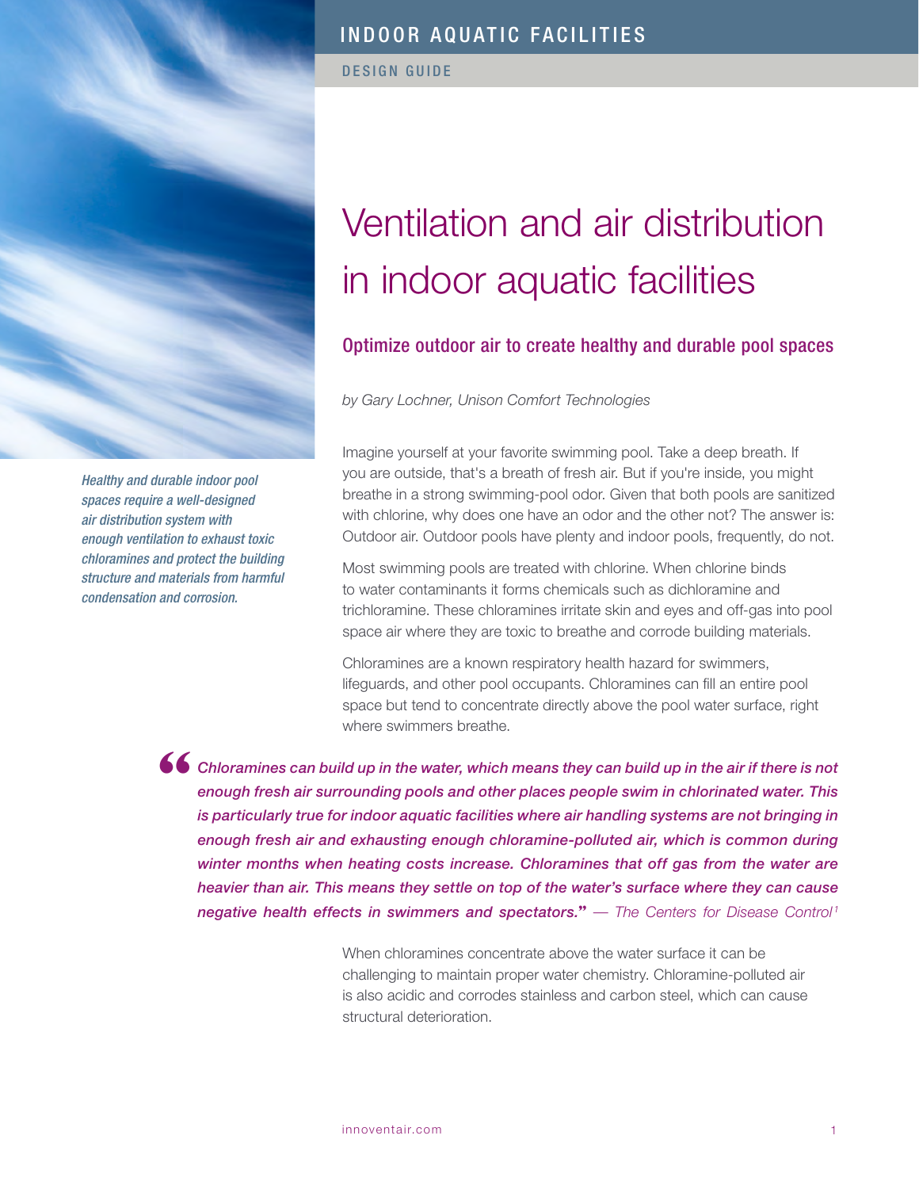INDOOR AQUATIC FACILITIES

DESIGN GUIDE

# Ventilation and air distribution in indoor aquatic facilities

## Optimize outdoor air to create healthy and durable pool spaces

*by Gary Lochner, Unison Comfort Technologies*

*Healthy and durable indoor pool spaces require a well-designed air distribution system with enough ventilation to exhaust toxic chloramines and protect the building structure and materials from harmful condensation and corrosion.*

Imagine yourself at your favorite swimming pool. Take a deep breath. If you are outside, that's a breath of fresh air. But if you're inside, you might breathe in a strong swimming-pool odor. Given that both pools are sanitized with chlorine, why does one have an odor and the other not? The answer is: Outdoor air. Outdoor pools have plenty and indoor pools, frequently, do not.

Most swimming pools are treated with chlorine. When chlorine binds to water contaminants it forms chemicals such as dichloramine and trichloramine. These chloramines irritate skin and eyes and off-gas into pool space air where they are toxic to breathe and corrode building materials.

Chloramines are a known respiratory health hazard for swimmers, lifeguards, and other pool occupants. Chloramines can fill an entire pool space but tend to concentrate directly above the pool water surface, right where swimmers breathe.

> ***"Chloramines can build up in the water, which means they can build up in the air if there is not enough fresh air surrounding pools and other places people swim in chlorinated water. This is particularly true for indoor aquatic facilities where air handling systems are not bringing in enough fresh air and exhausting enough chloramine-polluted air, which is common during winter months when heating costs increase. Chloramines that off gas from the water are heavier than air. This means they settle on top of the water's surface where they can cause negative health effects in swimmers and spectators."*** *— The Centers for Disease Control[1]*

When chloramines concentrate above the water surface it can be challenging to maintain proper water chemistry. Chloramine-polluted air is also acidic and corrodes stainless and carbon steel, which can cause structural deterioration.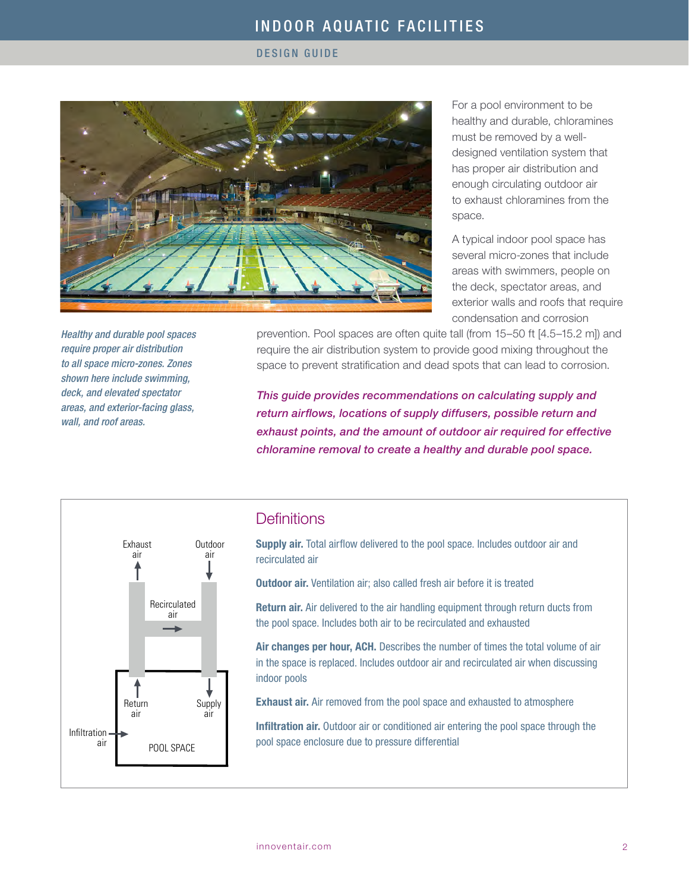For a pool environment to be healthy and durable, chloramines must be removed by a well-designed ventilation system that has proper air distribution and enough circulating outdoor air to exhaust chloramines from the space.

A typical indoor pool space has several micro-zones that include areas with swimmers, people on the deck, spectator areas, and exterior walls and roofs that require condensation and corrosion prevention. Pool spaces are often quite tall (from 15–50 ft [4.5–15.2 m]) and require the air distribution system to provide good mixing throughout the space to prevent stratification and dead spots that can lead to corrosion.

*Healthy and durable pool spaces require proper air distribution to all space micro-zones. Zones shown here include swimming, deck, and elevated spectator areas, and exterior-facing glass, wall, and roof areas.*

***This guide provides recommendations on calculating supply and return airflows, locations of supply diffusers, possible return and exhaust points, and the amount of outdoor air required for effective chloramine removal to create a healthy and durable pool space.***

Exhaust air — Outdoor air — Recirculated air — Return air — Supply air — Infiltration air — POOL SPACE

## Definitions

**Supply air.** Total airflow delivered to the pool space. Includes outdoor air and recirculated air

**Outdoor air.** Ventilation air; also called fresh air before it is treated

**Return air.** Air delivered to the air handling equipment through return ducts from the pool space. Includes both air to be recirculated and exhausted

**Air changes per hour, ACH.** Describes the number of times the total volume of air in the space is replaced. Includes outdoor air and recirculated air when discussing indoor pools

**Exhaust air.** Air removed from the pool space and exhausted to atmosphere

**Infiltration air.** Outdoor air or conditioned air entering the pool space through the pool space enclosure due to pressure differential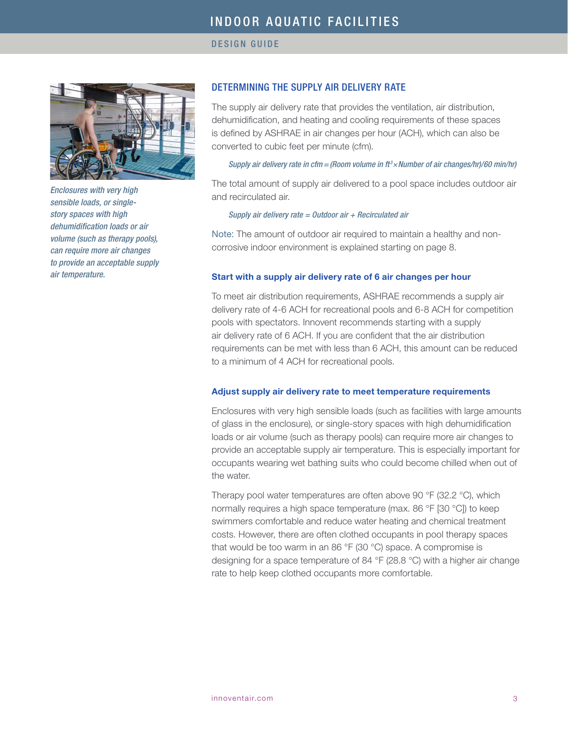## DETERMINING THE SUPPLY AIR DELIVERY RATE

The supply air delivery rate that provides the ventilation, air distribution, dehumidification, and heating and cooling requirements of these spaces is defined by ASHRAE in air changes per hour (ACH), which can also be converted to cubic feet per minute (cfm).

*Supply air delivery rate in cfm = (Room volume in ft$^3$ × Number of air changes/hr)/60 min/hr)*

The total amount of supply air delivered to a pool space includes outdoor air and recirculated air.

*Supply air delivery rate = Outdoor air + Recirculated air*

Note: The amount of outdoor air required to maintain a healthy and non-corrosive indoor environment is explained starting on page 8.

### Start with a supply air delivery rate of 6 air changes per hour

To meet air distribution requirements, ASHRAE recommends a supply air delivery rate of 4-6 ACH for recreational pools and 6-8 ACH for competition pools with spectators. Innovent recommends starting with a supply air delivery rate of 6 ACH. If you are confident that the air distribution requirements can be met with less than 6 ACH, this amount can be reduced to a minimum of 4 ACH for recreational pools.

### Adjust supply air delivery rate to meet temperature requirements

Enclosures with very high sensible loads (such as facilities with large amounts of glass in the enclosure), or single-story spaces with high dehumidification loads or air volume (such as therapy pools) can require more air changes to provide an acceptable supply air temperature. This is especially important for occupants wearing wet bathing suits who could become chilled when out of the water.

Therapy pool water temperatures are often above 90 °F (32.2 °C), which normally requires a high space temperature (max. 86 °F [30 °C]) to keep swimmers comfortable and reduce water heating and chemical treatment costs. However, there are often clothed occupants in pool therapy spaces that would be too warm in an 86 °F (30 °C) space. A compromise is designing for a space temperature of 84 °F (28.8 °C) with a higher air change rate to help keep clothed occupants more comfortable.

*Enclosures with very high sensible loads, or single-story spaces with high dehumidification loads or air volume (such as therapy pools), can require more air changes to provide an acceptable supply air temperature.*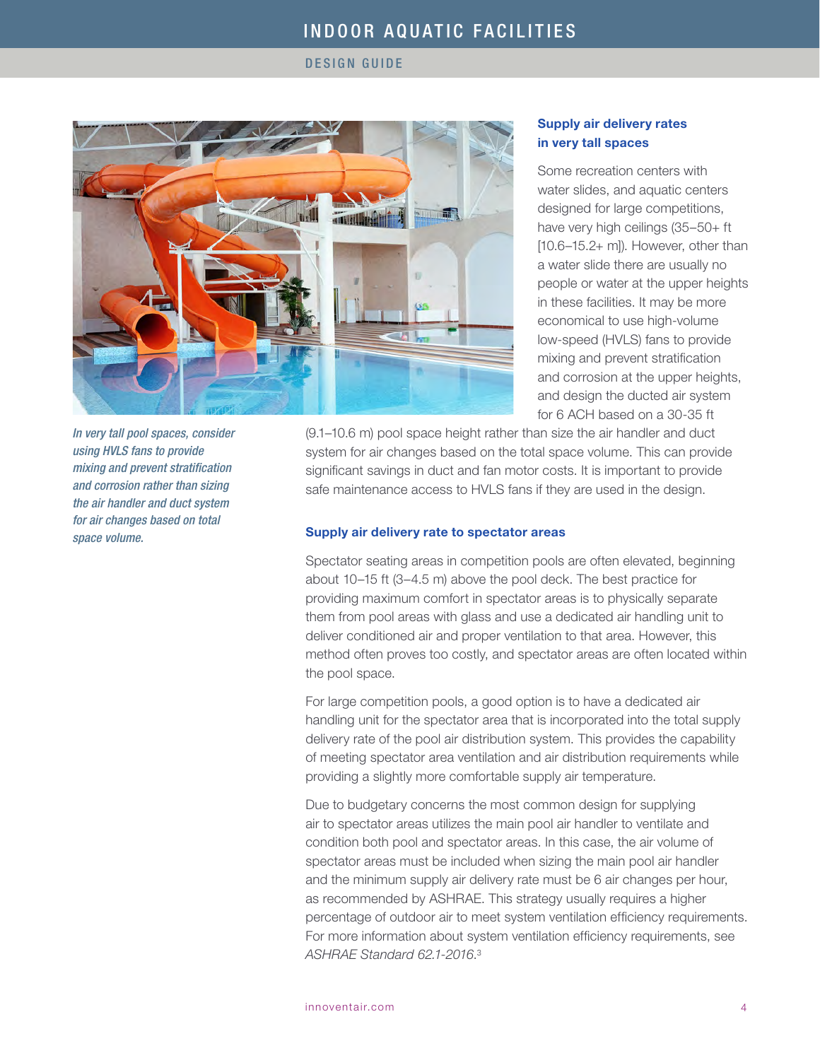### Supply air delivery rates in very tall spaces

Some recreation centers with water slides, and aquatic centers designed for large competitions, have very high ceilings (35–50+ ft [10.6–15.2+ m]). However, other than a water slide there are usually no people or water at the upper heights in these facilities. It may be more economical to use high-volume low-speed (HVLS) fans to provide mixing and prevent stratification and corrosion at the upper heights, and design the ducted air system for 6 ACH based on a 30-35 ft (9.1–10.6 m) pool space height rather than size the air handler and duct system for air changes based on the total space volume. This can provide significant savings in duct and fan motor costs. It is important to provide safe maintenance access to HVLS fans if they are used in the design.

*In very tall pool spaces, consider using HVLS fans to provide mixing and prevent stratification and corrosion rather than sizing the air handler and duct system for air changes based on total space volume.*

### Supply air delivery rate to spectator areas

Spectator seating areas in competition pools are often elevated, beginning about 10–15 ft (3–4.5 m) above the pool deck. The best practice for providing maximum comfort in spectator areas is to physically separate them from pool areas with glass and use a dedicated air handling unit to deliver conditioned air and proper ventilation to that area. However, this method often proves too costly, and spectator areas are often located within the pool space.

For large competition pools, a good option is to have a dedicated air handling unit for the spectator area that is incorporated into the total supply delivery rate of the pool air distribution system. This provides the capability of meeting spectator area ventilation and air distribution requirements while providing a slightly more comfortable supply air temperature.

Due to budgetary concerns the most common design for supplying air to spectator areas utilizes the main pool air handler to ventilate and condition both pool and spectator areas. In this case, the air volume of spectator areas must be included when sizing the main pool air handler and the minimum supply air delivery rate must be 6 air changes per hour, as recommended by ASHRAE. This strategy usually requires a higher percentage of outdoor air to meet system ventilation efficiency requirements. For more information about system ventilation efficiency requirements, see *ASHRAE Standard 62.1-2016*.[3]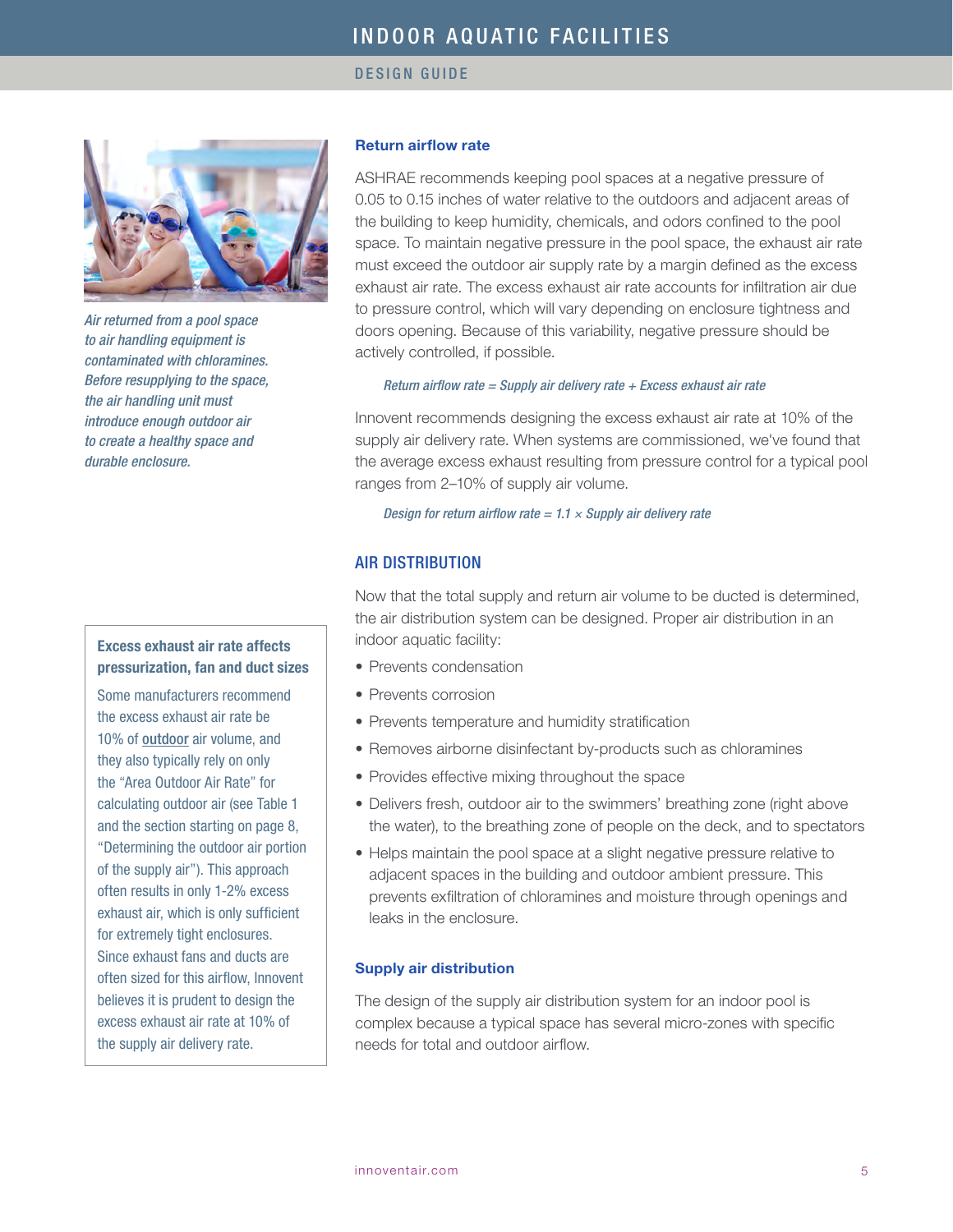### Return airflow rate

ASHRAE recommends keeping pool spaces at a negative pressure of 0.05 to 0.15 inches of water relative to the outdoors and adjacent areas of the building to keep humidity, chemicals, and odors confined to the pool space. To maintain negative pressure in the pool space, the exhaust air rate must exceed the outdoor air supply rate by a margin defined as the excess exhaust air rate. The excess exhaust air rate accounts for infiltration air due to pressure control, which will vary depending on enclosure tightness and doors opening. Because of this variability, negative pressure should be actively controlled, if possible.

*Return airflow rate = Supply air delivery rate + Excess exhaust air rate*

Innovent recommends designing the excess exhaust air rate at 10% of the supply air delivery rate. When systems are commissioned, we've found that the average excess exhaust resulting from pressure control for a typical pool ranges from 2–10% of supply air volume.

*Design for return airflow rate = 1.1 × Supply air delivery rate*

*Air returned from a pool space to air handling equipment is contaminated with chloramines. Before resupplying to the space, the air handling unit must introduce enough outdoor air to create a healthy space and durable enclosure.*

> **Excess exhaust air rate affects pressurization, fan and duct sizes**
>
> Some manufacturers recommend the excess exhaust air rate be 10% of outdoor air volume, and they also typically rely on only the "Area Outdoor Air Rate" for calculating outdoor air (see Table 1 and the section starting on page 8, "Determining the outdoor air portion of the supply air"). This approach often results in only 1-2% excess exhaust air, which is only sufficient for extremely tight enclosures. Since exhaust fans and ducts are often sized for this airflow, Innovent believes it is prudent to design the excess exhaust air rate at 10% of the supply air delivery rate.

## AIR DISTRIBUTION

Now that the total supply and return air volume to be ducted is determined, the air distribution system can be designed. Proper air distribution in an indoor aquatic facility:

- Prevents condensation
- Prevents corrosion
- Prevents temperature and humidity stratification
- Removes airborne disinfectant by-products such as chloramines
- Provides effective mixing throughout the space
- Delivers fresh, outdoor air to the swimmers' breathing zone (right above the water), to the breathing zone of people on the deck, and to spectators
- Helps maintain the pool space at a slight negative pressure relative to adjacent spaces in the building and outdoor ambient pressure. This prevents exfiltration of chloramines and moisture through openings and leaks in the enclosure.

### Supply air distribution

The design of the supply air distribution system for an indoor pool is complex because a typical space has several micro-zones with specific needs for total and outdoor airflow.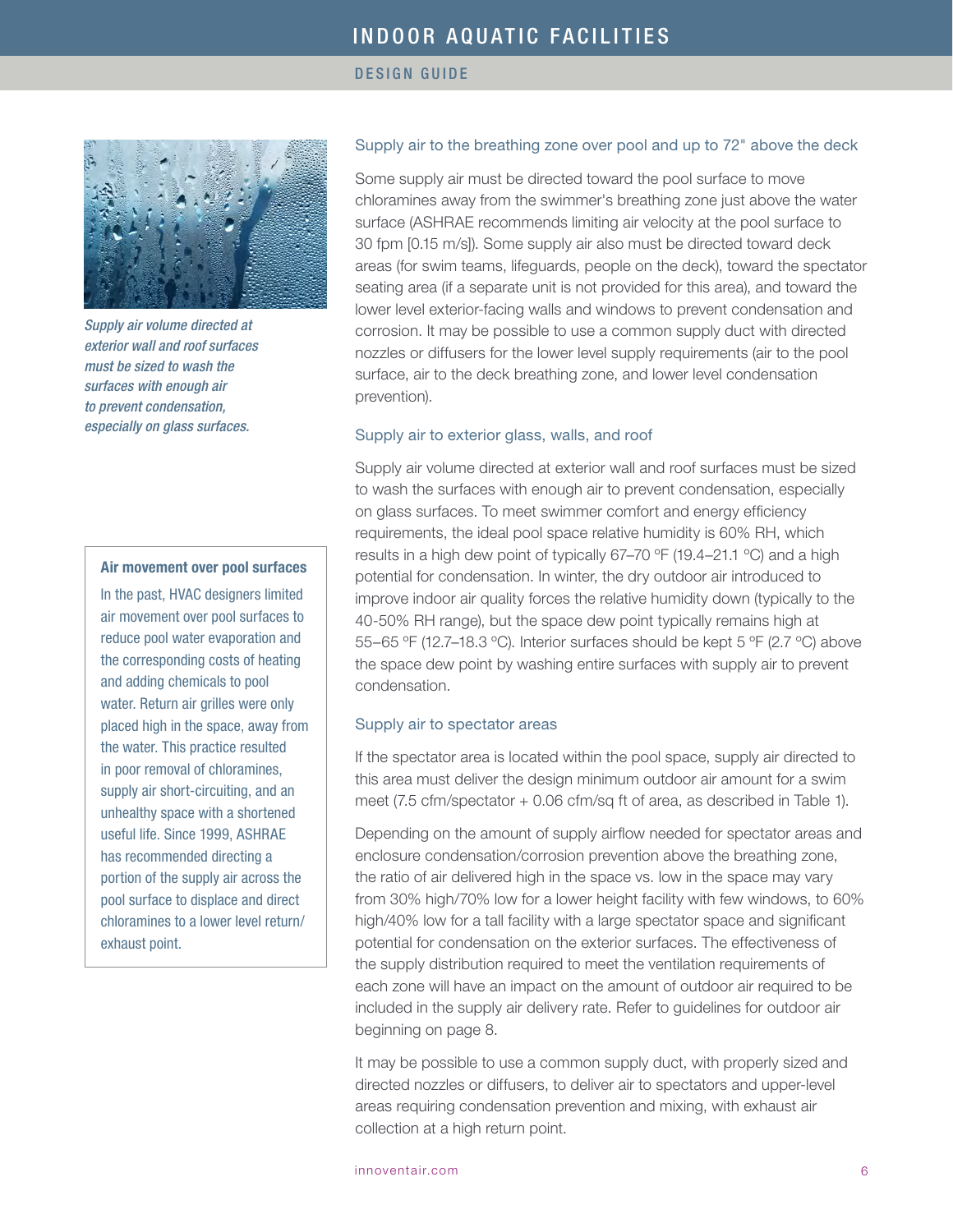*Supply air volume directed at exterior wall and roof surfaces must be sized to wash the surfaces with enough air to prevent condensation, especially on glass surfaces.*

> **Air movement over pool surfaces**
>
> In the past, HVAC designers limited air movement over pool surfaces to reduce pool water evaporation and the corresponding costs of heating and adding chemicals to pool water. Return air grilles were only placed high in the space, away from the water. This practice resulted in poor removal of chloramines, supply air short-circuiting, and an unhealthy space with a shortened useful life. Since 1999, ASHRAE has recommended directing a portion of the supply air across the pool surface to displace and direct chloramines to a lower level return/exhaust point.

### Supply air to the breathing zone over pool and up to 72" above the deck

Some supply air must be directed toward the pool surface to move chloramines away from the swimmer's breathing zone just above the water surface (ASHRAE recommends limiting air velocity at the pool surface to 30 fpm [0.15 m/s]). Some supply air also must be directed toward deck areas (for swim teams, lifeguards, people on the deck), toward the spectator seating area (if a separate unit is not provided for this area), and toward the lower level exterior-facing walls and windows to prevent condensation and corrosion. It may be possible to use a common supply duct with directed nozzles or diffusers for the lower level supply requirements (air to the pool surface, air to the deck breathing zone, and lower level condensation prevention).

### Supply air to exterior glass, walls, and roof

Supply air volume directed at exterior wall and roof surfaces must be sized to wash the surfaces with enough air to prevent condensation, especially on glass surfaces. To meet swimmer comfort and energy efficiency requirements, the ideal pool space relative humidity is 60% RH, which results in a high dew point of typically 67–70 ºF (19.4–21.1 ºC) and a high potential for condensation. In winter, the dry outdoor air introduced to improve indoor air quality forces the relative humidity down (typically to the 40-50% RH range), but the space dew point typically remains high at 55–65 ºF (12.7–18.3 ºC). Interior surfaces should be kept 5 ºF (2.7 ºC) above the space dew point by washing entire surfaces with supply air to prevent condensation.

### Supply air to spectator areas

If the spectator area is located within the pool space, supply air directed to this area must deliver the design minimum outdoor air amount for a swim meet (7.5 cfm/spectator + 0.06 cfm/sq ft of area, as described in Table 1).

Depending on the amount of supply airflow needed for spectator areas and enclosure condensation/corrosion prevention above the breathing zone, the ratio of air delivered high in the space vs. low in the space may vary from 30% high/70% low for a lower height facility with few windows, to 60% high/40% low for a tall facility with a large spectator space and significant potential for condensation on the exterior surfaces. The effectiveness of the supply distribution required to meet the ventilation requirements of each zone will have an impact on the amount of outdoor air required to be included in the supply air delivery rate. Refer to guidelines for outdoor air beginning on page 8.

It may be possible to use a common supply duct, with properly sized and directed nozzles or diffusers, to deliver air to spectators and upper-level areas requiring condensation prevention and mixing, with exhaust air collection at a high return point.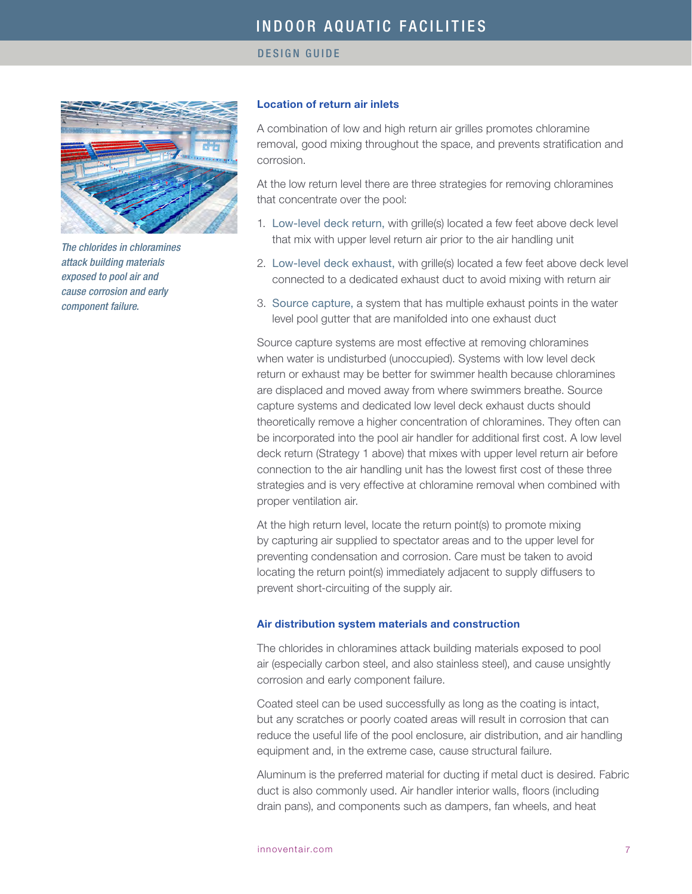*The chlorides in chloramines attack building materials exposed to pool air and cause corrosion and early component failure.*

### Location of return air inlets

A combination of low and high return air grilles promotes chloramine removal, good mixing throughout the space, and prevents stratification and corrosion.

At the low return level there are three strategies for removing chloramines that concentrate over the pool:

1. Low-level deck return, with grille(s) located a few feet above deck level that mix with upper level return air prior to the air handling unit
2. Low-level deck exhaust, with grille(s) located a few feet above deck level connected to a dedicated exhaust duct to avoid mixing with return air
3. Source capture, a system that has multiple exhaust points in the water level pool gutter that are manifolded into one exhaust duct

Source capture systems are most effective at removing chloramines when water is undisturbed (unoccupied). Systems with low level deck return or exhaust may be better for swimmer health because chloramines are displaced and moved away from where swimmers breathe. Source capture systems and dedicated low level deck exhaust ducts should theoretically remove a higher concentration of chloramines. They often can be incorporated into the pool air handler for additional first cost. A low level deck return (Strategy 1 above) that mixes with upper level return air before connection to the air handling unit has the lowest first cost of these three strategies and is very effective at chloramine removal when combined with proper ventilation air.

At the high return level, locate the return point(s) to promote mixing by capturing air supplied to spectator areas and to the upper level for preventing condensation and corrosion. Care must be taken to avoid locating the return point(s) immediately adjacent to supply diffusers to prevent short-circuiting of the supply air.

### Air distribution system materials and construction

The chlorides in chloramines attack building materials exposed to pool air (especially carbon steel, and also stainless steel), and cause unsightly corrosion and early component failure.

Coated steel can be used successfully as long as the coating is intact, but any scratches or poorly coated areas will result in corrosion that can reduce the useful life of the pool enclosure, air distribution, and air handling equipment and, in the extreme case, cause structural failure.

Aluminum is the preferred material for ducting if metal duct is desired. Fabric duct is also commonly used. Air handler interior walls, floors (including drain pans), and components such as dampers, fan wheels, and heat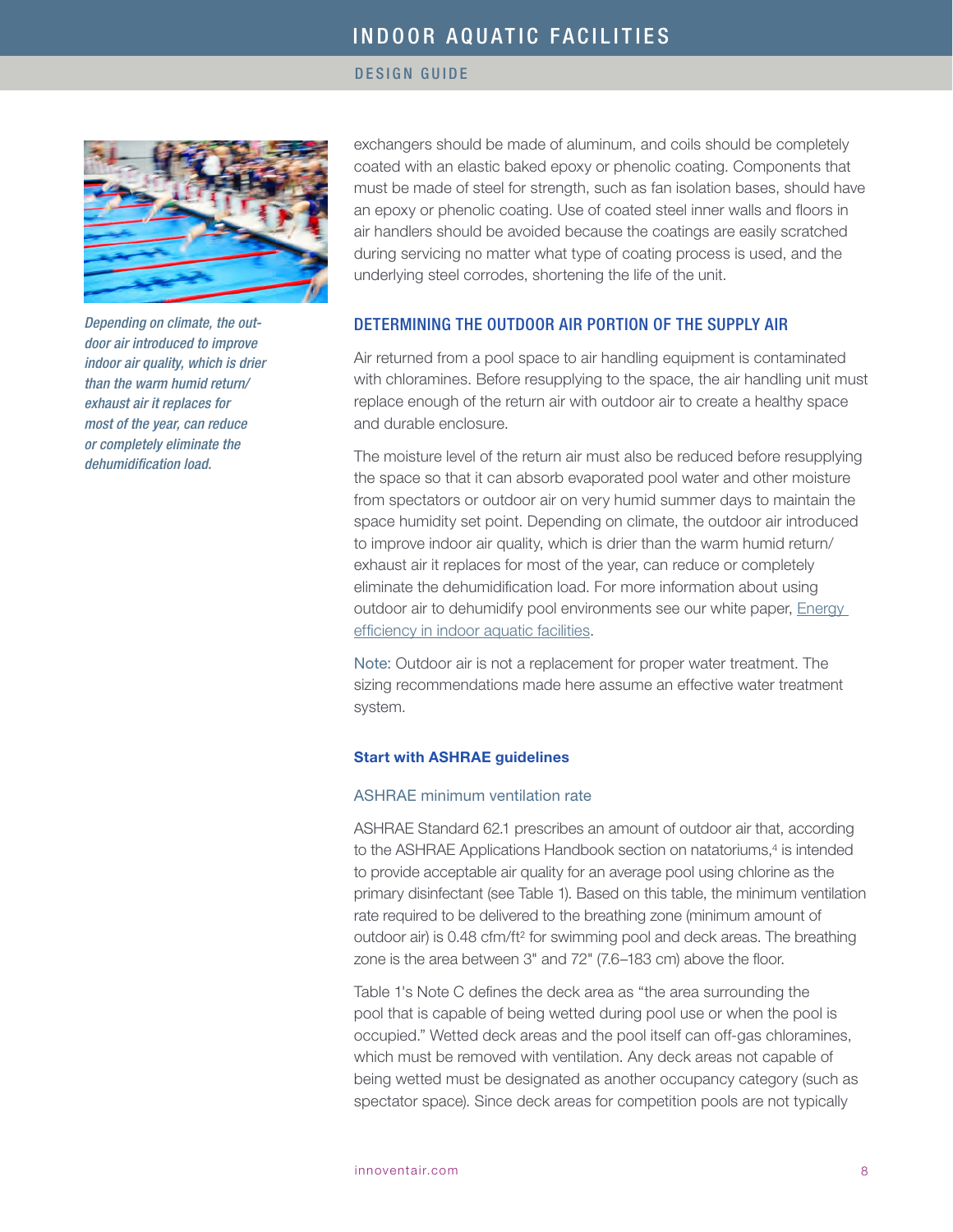exchangers should be made of aluminum, and coils should be completely coated with an elastic baked epoxy or phenolic coating. Components that must be made of steel for strength, such as fan isolation bases, should have an epoxy or phenolic coating. Use of coated steel inner walls and floors in air handlers should be avoided because the coatings are easily scratched during servicing no matter what type of coating process is used, and the underlying steel corrodes, shortening the life of the unit.

*Depending on climate, the outdoor air introduced to improve indoor air quality, which is drier than the warm humid return/exhaust air it replaces for most of the year, can reduce or completely eliminate the dehumidification load.*

## DETERMINING THE OUTDOOR AIR PORTION OF THE SUPPLY AIR

Air returned from a pool space to air handling equipment is contaminated with chloramines. Before resupplying to the space, the air handling unit must replace enough of the return air with outdoor air to create a healthy space and durable enclosure.

The moisture level of the return air must also be reduced before resupplying the space so that it can absorb evaporated pool water and other moisture from spectators or outdoor air on very humid summer days to maintain the space humidity set point. Depending on climate, the outdoor air introduced to improve indoor air quality, which is drier than the warm humid return/exhaust air it replaces for most of the year, can reduce or completely eliminate the dehumidification load. For more information about using outdoor air to dehumidify pool environments see our white paper, Energy efficiency in indoor aquatic facilities.

Note: Outdoor air is not a replacement for proper water treatment. The sizing recommendations made here assume an effective water treatment system.

### Start with ASHRAE guidelines

#### ASHRAE minimum ventilation rate

ASHRAE Standard 62.1 prescribes an amount of outdoor air that, according to the ASHRAE Applications Handbook section on natatoriums,[4] is intended to provide acceptable air quality for an average pool using chlorine as the primary disinfectant (see Table 1). Based on this table, the minimum ventilation rate required to be delivered to the breathing zone (minimum amount of outdoor air) is 0.48 cfm/ft$^2$ for swimming pool and deck areas. The breathing zone is the area between 3" and 72" (7.6–183 cm) above the floor.

Table 1's Note C defines the deck area as "the area surrounding the pool that is capable of being wetted during pool use or when the pool is occupied." Wetted deck areas and the pool itself can off-gas chloramines, which must be removed with ventilation. Any deck areas not capable of being wetted must be designated as another occupancy category (such as spectator space). Since deck areas for competition pools are not typically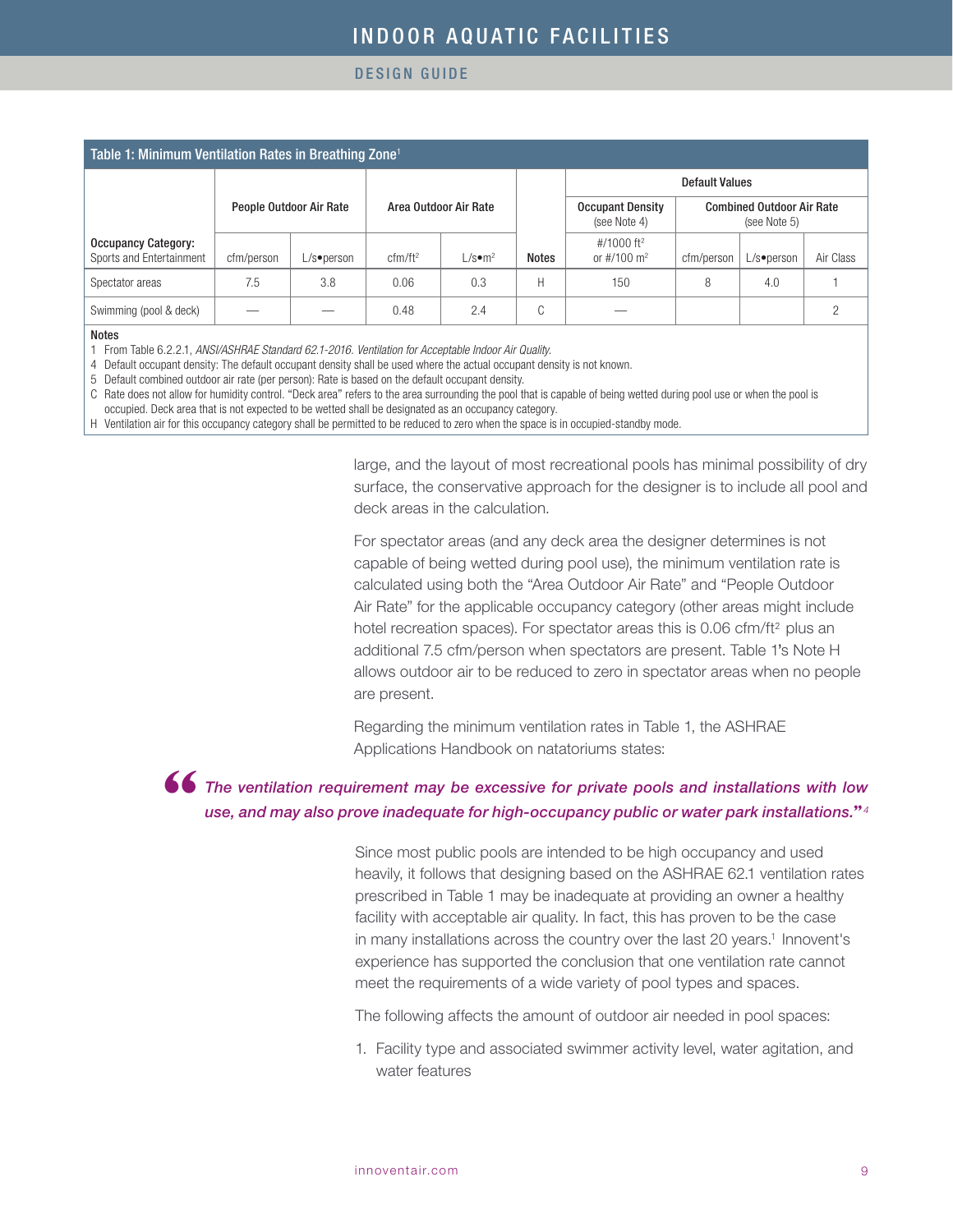**Table 1: Minimum Ventilation Rates in Breathing Zone**[1]

| | People Outdoor Air Rate | | Area Outdoor Air Rate | | | Default Values | | | |
|---|---|---|---|---|---|---|---|---|---|
| | | | | | | Occupant Density (see Note 4) | Combined Outdoor Air Rate (see Note 5) | | |
| **Occupancy Category:** Sports and Entertainment | cfm/person | L/s•person | cfm/ft² | L/s•m² | **Notes** | #/1000 ft² or #/100 m² | cfm/person | L/s•person | Air Class |
| Spectator areas | 7.5 | 3.8 | 0.06 | 0.3 | H | 150 | 8 | 4.0 | 1 |
| Swimming (pool & deck) | — | — | 0.48 | 2.4 | C | — | | | 2 |

**Notes**

1 From Table 6.2.2.1, *ANSI/ASHRAE Standard 62.1-2016. Ventilation for Acceptable Indoor Air Quality.*

4 Default occupant density: The default occupant density shall be used where the actual occupant density is not known.

5 Default combined outdoor air rate (per person): Rate is based on the default occupant density.

C Rate does not allow for humidity control. "Deck area" refers to the area surrounding the pool that is capable of being wetted during pool use or when the pool is occupied. Deck area that is not expected to be wetted shall be designated as an occupancy category.

H Ventilation air for this occupancy category shall be permitted to be reduced to zero when the space is in occupied-standby mode.

large, and the layout of most recreational pools has minimal possibility of dry surface, the conservative approach for the designer is to include all pool and deck areas in the calculation.

For spectator areas (and any deck area the designer determines is not capable of being wetted during pool use), the minimum ventilation rate is calculated using both the "Area Outdoor Air Rate" and "People Outdoor Air Rate" for the applicable occupancy category (other areas might include hotel recreation spaces). For spectator areas this is 0.06 cfm/ft² plus an additional 7.5 cfm/person when spectators are present. Table 1's Note H allows outdoor air to be reduced to zero in spectator areas when no people are present.

Regarding the minimum ventilation rates in Table 1, the ASHRAE Applications Handbook on natatoriums states:

> ***"The ventilation requirement may be excessive for private pools and installations with low use, and may also prove inadequate for high-occupancy public or water park installations."***[4]

Since most public pools are intended to be high occupancy and used heavily, it follows that designing based on the ASHRAE 62.1 ventilation rates prescribed in Table 1 may be inadequate at providing an owner a healthy facility with acceptable air quality. In fact, this has proven to be the case in many installations across the country over the last 20 years.[1] Innovent's experience has supported the conclusion that one ventilation rate cannot meet the requirements of a wide variety of pool types and spaces.

The following affects the amount of outdoor air needed in pool spaces:

1. Facility type and associated swimmer activity level, water agitation, and water features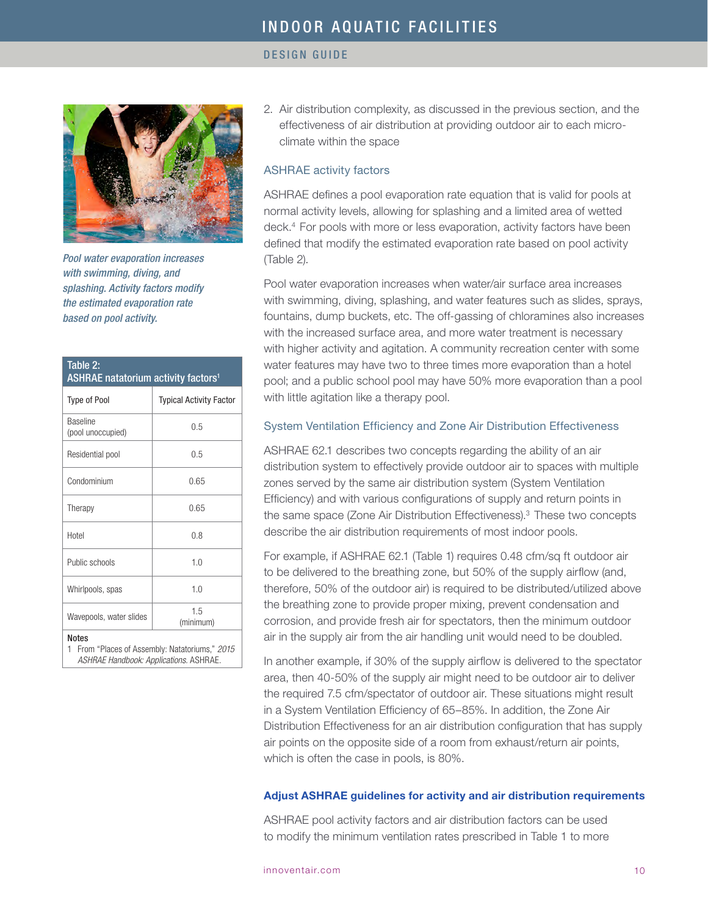*Pool water evaporation increases with swimming, diving, and splashing. Activity factors modify the estimated evaporation rate based on pool activity.*

**Table 2: ASHRAE natatorium activity factors[1]**

| Type of Pool | Typical Activity Factor |
|---|---|
| Baseline (pool unoccupied) | 0.5 |
| Residential pool | 0.5 |
| Condominium | 0.65 |
| Therapy | 0.65 |
| Hotel | 0.8 |
| Public schools | 1.0 |
| Whirlpools, spas | 1.0 |
| Wavepools, water slides | 1.5 (minimum) |

**Notes**
1 From "Places of Assembly: Natatoriums," *2015 ASHRAE Handbook: Applications.* ASHRAE.

2. Air distribution complexity, as discussed in the previous section, and the effectiveness of air distribution at providing outdoor air to each micro-climate within the space

### ASHRAE activity factors

ASHRAE defines a pool evaporation rate equation that is valid for pools at normal activity levels, allowing for splashing and a limited area of wetted deck.[4] For pools with more or less evaporation, activity factors have been defined that modify the estimated evaporation rate based on pool activity (Table 2).

Pool water evaporation increases when water/air surface area increases with swimming, diving, splashing, and water features such as slides, sprays, fountains, dump buckets, etc. The off-gassing of chloramines also increases with the increased surface area, and more water treatment is necessary with higher activity and agitation. A community recreation center with some water features may have two to three times more evaporation than a hotel pool; and a public school pool may have 50% more evaporation than a pool with little agitation like a therapy pool.

### System Ventilation Efficiency and Zone Air Distribution Effectiveness

ASHRAE 62.1 describes two concepts regarding the ability of an air distribution system to effectively provide outdoor air to spaces with multiple zones served by the same air distribution system (System Ventilation Efficiency) and with various configurations of supply and return points in the same space (Zone Air Distribution Effectiveness).[3] These two concepts describe the air distribution requirements of most indoor pools.

For example, if ASHRAE 62.1 (Table 1) requires 0.48 cfm/sq ft outdoor air to be delivered to the breathing zone, but 50% of the supply airflow (and, therefore, 50% of the outdoor air) is required to be distributed/utilized above the breathing zone to provide proper mixing, prevent condensation and corrosion, and provide fresh air for spectators, then the minimum outdoor air in the supply air from the air handling unit would need to be doubled.

In another example, if 30% of the supply airflow is delivered to the spectator area, then 40-50% of the supply air might need to be outdoor air to deliver the required 7.5 cfm/spectator of outdoor air. These situations might result in a System Ventilation Efficiency of 65–85%. In addition, the Zone Air Distribution Effectiveness for an air distribution configuration that has supply air points on the opposite side of a room from exhaust/return air points, which is often the case in pools, is 80%.

#### Adjust ASHRAE guidelines for activity and air distribution requirements

ASHRAE pool activity factors and air distribution factors can be used to modify the minimum ventilation rates prescribed in Table 1 to more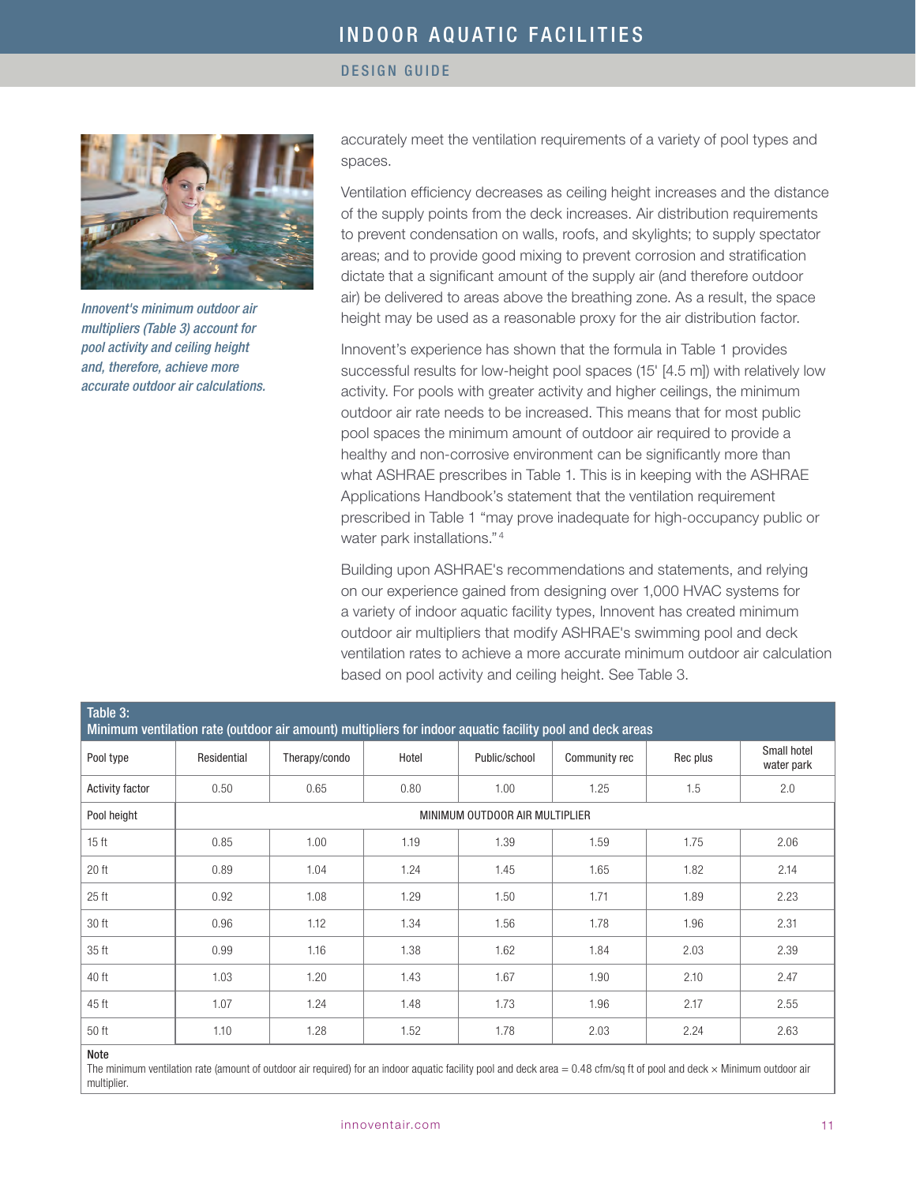*Innovent's minimum outdoor air multipliers (Table 3) account for pool activity and ceiling height and, therefore, achieve more accurate outdoor air calculations.*

accurately meet the ventilation requirements of a variety of pool types and spaces.

Ventilation efficiency decreases as ceiling height increases and the distance of the supply points from the deck increases. Air distribution requirements to prevent condensation on walls, roofs, and skylights; to supply spectator areas; and to provide good mixing to prevent corrosion and stratification dictate that a significant amount of the supply air (and therefore outdoor air) be delivered to areas above the breathing zone. As a result, the space height may be used as a reasonable proxy for the air distribution factor.

Innovent's experience has shown that the formula in Table 1 provides successful results for low-height pool spaces (15' [4.5 m]) with relatively low activity. For pools with greater activity and higher ceilings, the minimum outdoor air rate needs to be increased. This means that for most public pool spaces the minimum amount of outdoor air required to provide a healthy and non-corrosive environment can be significantly more than what ASHRAE prescribes in Table 1. This is in keeping with the ASHRAE Applications Handbook's statement that the ventilation requirement prescribed in Table 1 "may prove inadequate for high-occupancy public or water park installations."[4]

Building upon ASHRAE's recommendations and statements, and relying on our experience gained from designing over 1,000 HVAC systems for a variety of indoor aquatic facility types, Innovent has created minimum outdoor air multipliers that modify ASHRAE's swimming pool and deck ventilation rates to achieve a more accurate minimum outdoor air calculation based on pool activity and ceiling height. See Table 3.

**Table 3: Minimum ventilation rate (outdoor air amount) multipliers for indoor aquatic facility pool and deck areas**

| Pool type | Residential | Therapy/condo | Hotel | Public/school | Community rec | Rec plus | Small hotel water park |
|---|---|---|---|---|---|---|---|
| Activity factor | 0.50 | 0.65 | 0.80 | 1.00 | 1.25 | 1.5 | 2.0 |
| Pool height | MINIMUM OUTDOOR AIR MULTIPLIER | | | | | | |
| 15 ft | 0.85 | 1.00 | 1.19 | 1.39 | 1.59 | 1.75 | 2.06 |
| 20 ft | 0.89 | 1.04 | 1.24 | 1.45 | 1.65 | 1.82 | 2.14 |
| 25 ft | 0.92 | 1.08 | 1.29 | 1.50 | 1.71 | 1.89 | 2.23 |
| 30 ft | 0.96 | 1.12 | 1.34 | 1.56 | 1.78 | 1.96 | 2.31 |
| 35 ft | 0.99 | 1.16 | 1.38 | 1.62 | 1.84 | 2.03 | 2.39 |
| 40 ft | 1.03 | 1.20 | 1.43 | 1.67 | 1.90 | 2.10 | 2.47 |
| 45 ft | 1.07 | 1.24 | 1.48 | 1.73 | 1.96 | 2.17 | 2.55 |
| 50 ft | 1.10 | 1.28 | 1.52 | 1.78 | 2.03 | 2.24 | 2.63 |

**Note**

The minimum ventilation rate (amount of outdoor air required) for an indoor aquatic facility pool and deck area = 0.48 cfm/sq ft of pool and deck × Minimum outdoor air multiplier.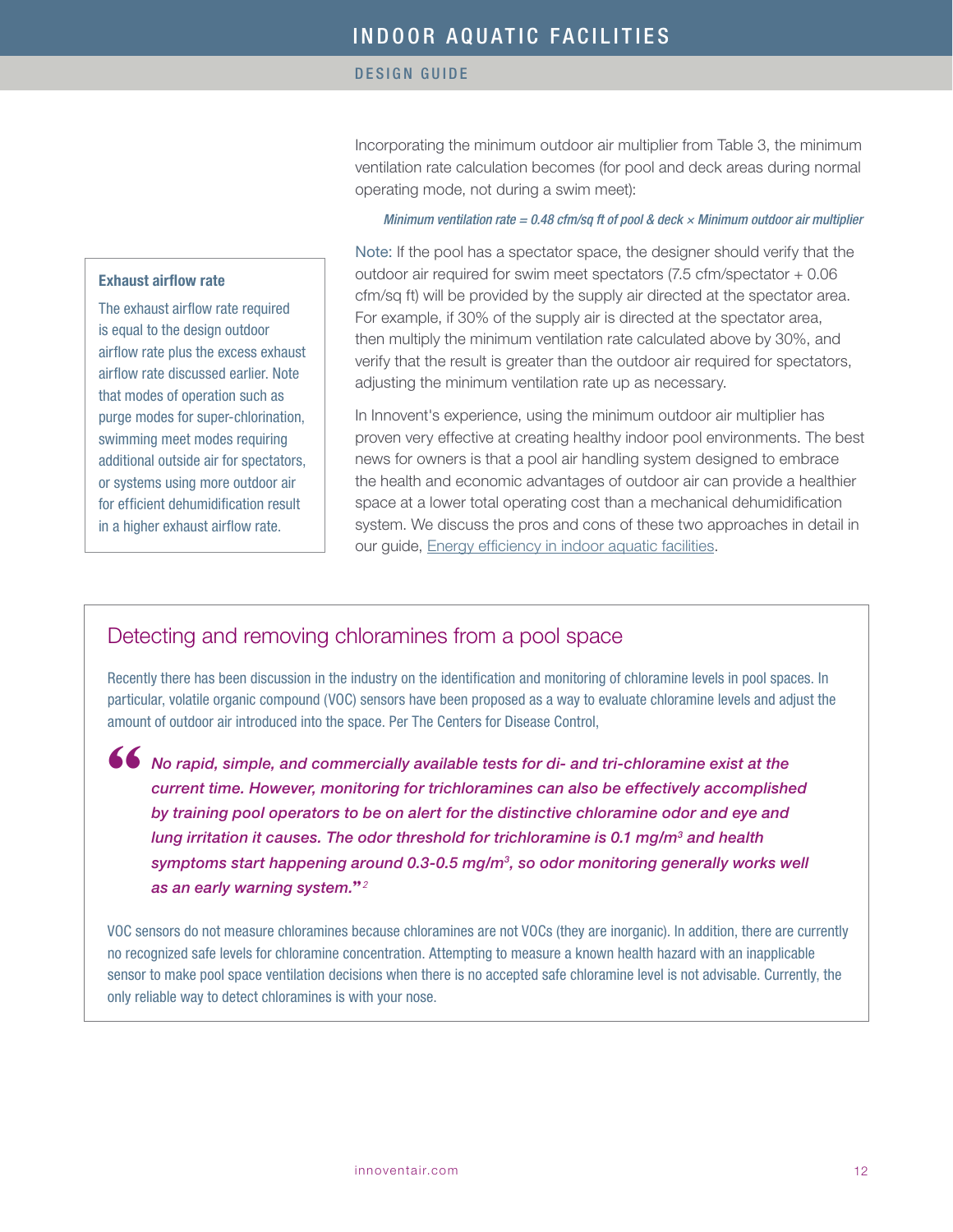Incorporating the minimum outdoor air multiplier from Table 3, the minimum ventilation rate calculation becomes (for pool and deck areas during normal operating mode, not during a swim meet):

*Minimum ventilation rate = 0.48 cfm/sq ft of pool & deck × Minimum outdoor air multiplier*

Note: If the pool has a spectator space, the designer should verify that the outdoor air required for swim meet spectators (7.5 cfm/spectator + 0.06 cfm/sq ft) will be provided by the supply air directed at the spectator area. For example, if 30% of the supply air is directed at the spectator area, then multiply the minimum ventilation rate calculated above by 30%, and verify that the result is greater than the outdoor air required for spectators, adjusting the minimum ventilation rate up as necessary.

In Innovent's experience, using the minimum outdoor air multiplier has proven very effective at creating healthy indoor pool environments. The best news for owners is that a pool air handling system designed to embrace the health and economic advantages of outdoor air can provide a healthier space at a lower total operating cost than a mechanical dehumidification system. We discuss the pros and cons of these two approaches in detail in our guide, Energy efficiency in indoor aquatic facilities.

**Exhaust airflow rate**

The exhaust airflow rate required is equal to the design outdoor airflow rate plus the excess exhaust airflow rate discussed earlier. Note that modes of operation such as purge modes for super-chlorination, swimming meet modes requiring additional outside air for spectators, or systems using more outdoor air for efficient dehumidification result in a higher exhaust airflow rate.

## Detecting and removing chloramines from a pool space

Recently there has been discussion in the industry on the identification and monitoring of chloramine levels in pool spaces. In particular, volatile organic compound (VOC) sensors have been proposed as a way to evaluate chloramine levels and adjust the amount of outdoor air introduced into the space. Per The Centers for Disease Control,

> ***"No rapid, simple, and commercially available tests for di- and tri-chloramine exist at the current time. However, monitoring for trichloramines can also be effectively accomplished by training pool operators to be on alert for the distinctive chloramine odor and eye and lung irritation it causes. The odor threshold for trichloramine is 0.1 mg/m$^3$ and health symptoms start happening around 0.3-0.5 mg/m$^3$, so odor monitoring generally works well as an early warning system."*** [2]

VOC sensors do not measure chloramines because chloramines are not VOCs (they are inorganic). In addition, there are currently no recognized safe levels for chloramine concentration. Attempting to measure a known health hazard with an inapplicable sensor to make pool space ventilation decisions when there is no accepted safe chloramine level is not advisable. Currently, the only reliable way to detect chloramines is with your nose.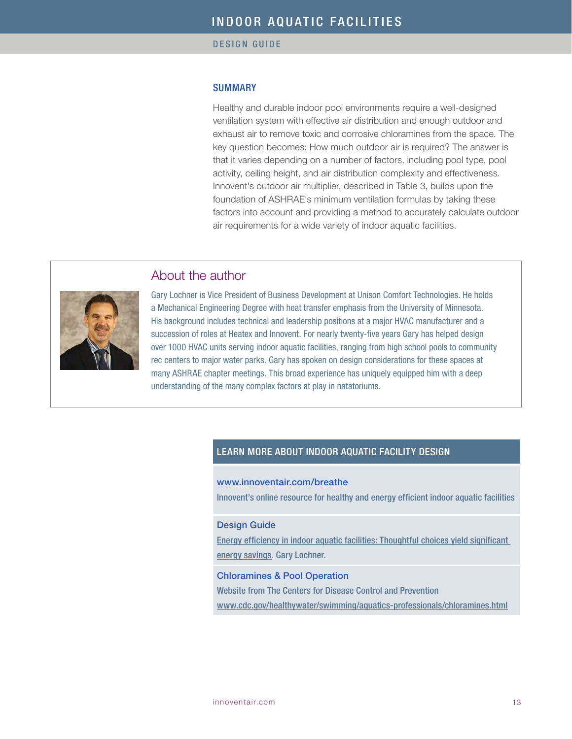## SUMMARY

Healthy and durable indoor pool environments require a well-designed ventilation system with effective air distribution and enough outdoor and exhaust air to remove toxic and corrosive chloramines from the space. The key question becomes: How much outdoor air is required? The answer is that it varies depending on a number of factors, including pool type, pool activity, ceiling height, and air distribution complexity and effectiveness. Innovent's outdoor air multiplier, described in Table 3, builds upon the foundation of ASHRAE's minimum ventilation formulas by taking these factors into account and providing a method to accurately calculate outdoor air requirements for a wide variety of indoor aquatic facilities.

## About the author

Gary Lochner is Vice President of Business Development at Unison Comfort Technologies. He holds a Mechanical Engineering Degree with heat transfer emphasis from the University of Minnesota. His background includes technical and leadership positions at a major HVAC manufacturer and a succession of roles at Heatex and Innovent. For nearly twenty-five years Gary has helped design over 1000 HVAC units serving indoor aquatic facilities, ranging from high school pools to community rec centers to major water parks. Gary has spoken on design considerations for these spaces at many ASHRAE chapter meetings. This broad experience has uniquely equipped him with a deep understanding of the many complex factors at play in natatoriums.

## LEARN MORE ABOUT INDOOR AQUATIC FACILITY DESIGN

**www.innoventair.com/breathe**
Innovent's online resource for healthy and energy efficient indoor aquatic facilities

**Design Guide**
Energy efficiency in indoor aquatic facilities: Thoughtful choices yield significant energy savings. Gary Lochner.

**Chloramines & Pool Operation**
Website from The Centers for Disease Control and Prevention
www.cdc.gov/healthywater/swimming/aquatics-professionals/chloramines.html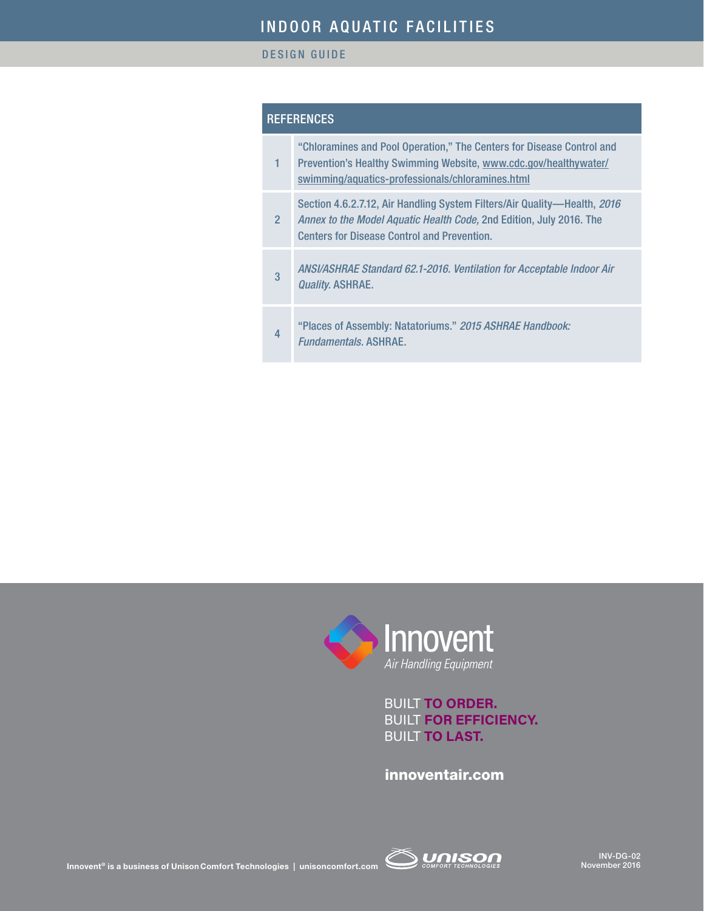## REFERENCES

| | |
|---|---|
| 1 | "Chloramines and Pool Operation," The Centers for Disease Control and Prevention's Healthy Swimming Website, www.cdc.gov/healthywater/swimming/aquatics-professionals/chloramines.html |
| 2 | Section 4.6.2.7.12, Air Handling System Filters/Air Quality—Health, *2016 Annex to the Model Aquatic Health Code,* 2nd Edition, July 2016. The Centers for Disease Control and Prevention. |
| 3 | *ANSI/ASHRAE Standard 62.1-2016. Ventilation for Acceptable Indoor Air Quality.* ASHRAE. |
| 4 | "Places of Assembly: Natatoriums." *2015 ASHRAE Handbook: Fundamentals.* ASHRAE. |

Innovent
*Air Handling Equipment*

BUILT **TO ORDER.**
BUILT **FOR EFFICIENCY.**
BUILT **TO LAST.**

**innoventair.com**

**Innovent® is a business of Unison Comfort Technologies | unisoncomfort.com**

UNISON COMFORT TECHNOLOGIES

INV-DG-02
November 2016